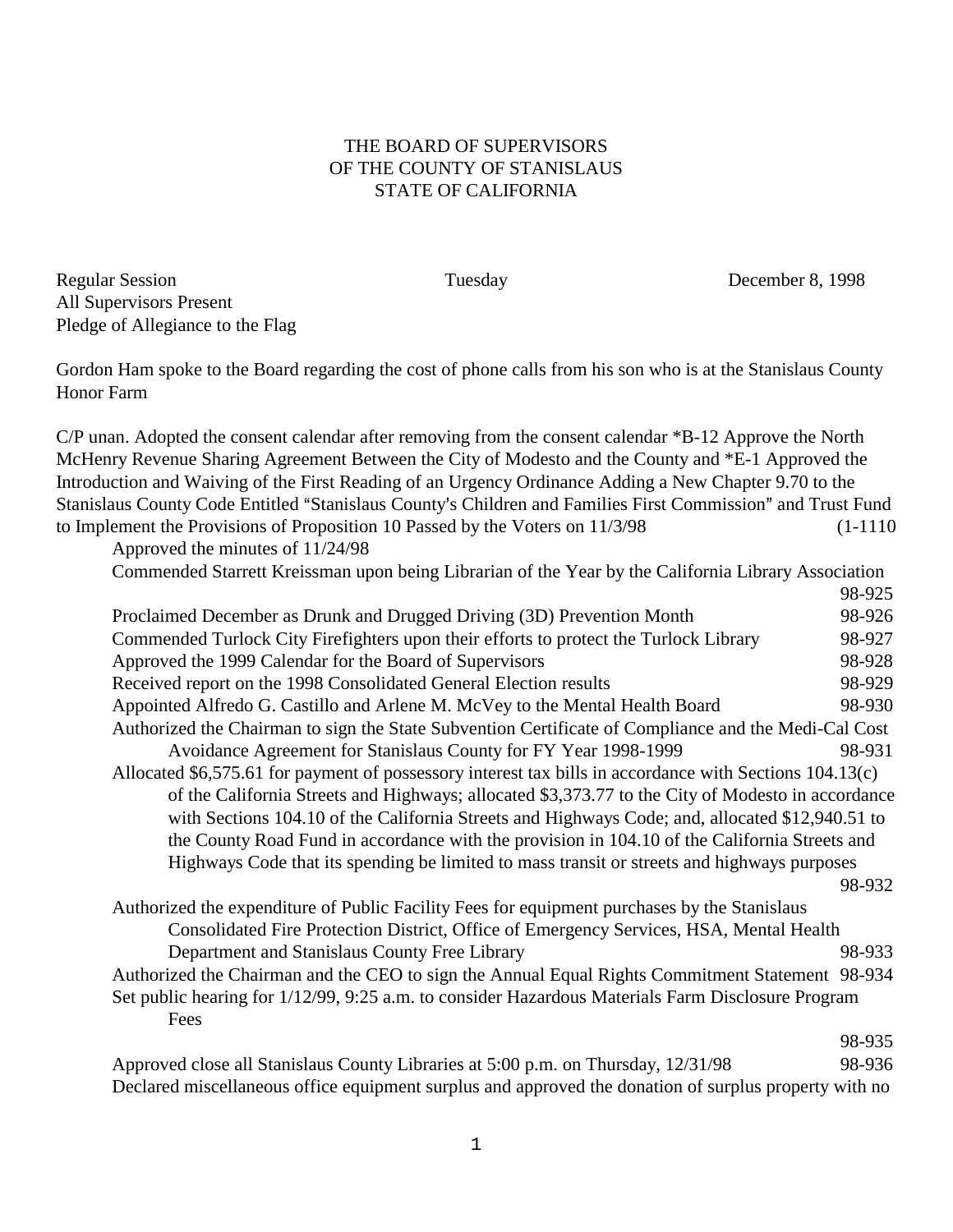THE BOARD OF SUPERVISORS
OF THE COUNTY OF STANISLAUS
STATE OF CALIFORNIA

Regular Session Tuesday December 8, 1998
All Supervisors Present
Pledge of Allegiance to the Flag

Gordon Ham spoke to the Board regarding the cost of phone calls from his son who is at the Stanislaus County Honor Farm

C/P unan. Adopted the consent calendar after removing from the consent calendar *B-12 Approve the North McHenry Revenue Sharing Agreement Between the City of Modesto and the County and *E-1 Approved the Introduction and Waiving of the First Reading of an Urgency Ordinance Adding a New Chapter 9.70 to the Stanislaus County Code Entitled "Stanislaus County's Children and Families First Commission" and Trust Fund to Implement the Provisions of Proposition 10 Passed by the Voters on 11/3/98 (1-1110

Approved the minutes of 11/24/98

Commended Starrett Kreissman upon being Librarian of the Year by the California Library Association 98-925

Proclaimed December as Drunk and Drugged Driving (3D) Prevention Month 98-926

Commended Turlock City Firefighters upon their efforts to protect the Turlock Library 98-927

Approved the 1999 Calendar for the Board of Supervisors 98-928

Received report on the 1998 Consolidated General Election results 98-929

Appointed Alfredo G. Castillo and Arlene M. McVey to the Mental Health Board 98-930

Authorized the Chairman to sign the State Subvention Certificate of Compliance and the Medi-Cal Cost Avoidance Agreement for Stanislaus County for FY Year 1998-1999 98-931

Allocated $6,575.61 for payment of possessory interest tax bills in accordance with Sections 104.13(c) of the California Streets and Highways; allocated $3,373.77 to the City of Modesto in accordance with Sections 104.10 of the California Streets and Highways Code; and, allocated $12,940.51 to the County Road Fund in accordance with the provision in 104.10 of the California Streets and Highways Code that its spending be limited to mass transit or streets and highways purposes 98-932

Authorized the expenditure of Public Facility Fees for equipment purchases by the Stanislaus Consolidated Fire Protection District, Office of Emergency Services, HSA, Mental Health Department and Stanislaus County Free Library 98-933

Authorized the Chairman and the CEO to sign the Annual Equal Rights Commitment Statement 98-934

Set public hearing for 1/12/99, 9:25 a.m. to consider Hazardous Materials Farm Disclosure Program Fees 98-935

Approved close all Stanislaus County Libraries at 5:00 p.m. on Thursday, 12/31/98 98-936

Declared miscellaneous office equipment surplus and approved the donation of surplus property with no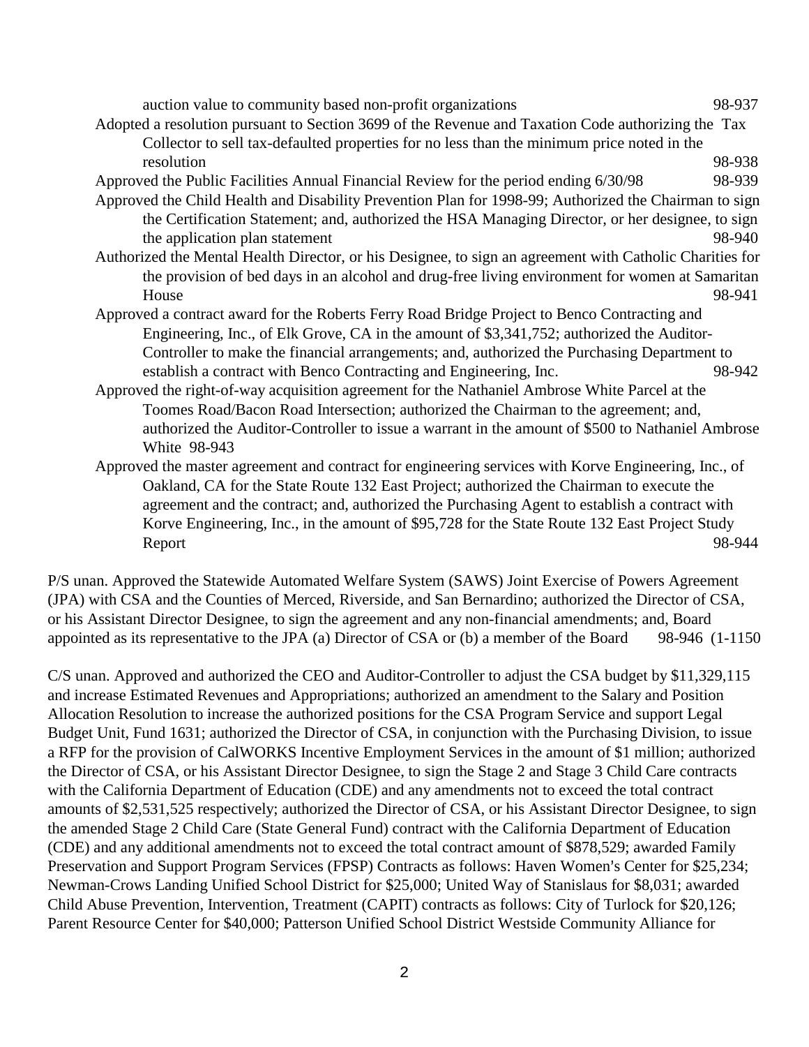auction value to community based non-profit organizations 98-937

Adopted a resolution pursuant to Section 3699 of the Revenue and Taxation Code authorizing the Tax Collector to sell tax-defaulted properties for no less than the minimum price noted in the resolution 98-938

Approved the Public Facilities Annual Financial Review for the period ending 6/30/98 98-939

Approved the Child Health and Disability Prevention Plan for 1998-99; Authorized the Chairman to sign the Certification Statement; and, authorized the HSA Managing Director, or her designee, to sign the application plan statement 98-940

Authorized the Mental Health Director, or his Designee, to sign an agreement with Catholic Charities for the provision of bed days in an alcohol and drug-free living environment for women at Samaritan House 98-941

Approved a contract award for the Roberts Ferry Road Bridge Project to Benco Contracting and Engineering, Inc., of Elk Grove, CA in the amount of $3,341,752; authorized the Auditor-Controller to make the financial arrangements; and, authorized the Purchasing Department to establish a contract with Benco Contracting and Engineering, Inc. 98-942

Approved the right-of-way acquisition agreement for the Nathaniel Ambrose White Parcel at the Toomes Road/Bacon Road Intersection; authorized the Chairman to the agreement; and, authorized the Auditor-Controller to issue a warrant in the amount of $500 to Nathaniel Ambrose White 98-943

Approved the master agreement and contract for engineering services with Korve Engineering, Inc., of Oakland, CA for the State Route 132 East Project; authorized the Chairman to execute the agreement and the contract; and, authorized the Purchasing Agent to establish a contract with Korve Engineering, Inc., in the amount of $95,728 for the State Route 132 East Project Study Report 98-944

P/S unan. Approved the Statewide Automated Welfare System (SAWS) Joint Exercise of Powers Agreement (JPA) with CSA and the Counties of Merced, Riverside, and San Bernardino; authorized the Director of CSA, or his Assistant Director Designee, to sign the agreement and any non-financial amendments; and, Board appointed as its representative to the JPA (a) Director of CSA or (b) a member of the Board 98-946 (1-1150

C/S unan. Approved and authorized the CEO and Auditor-Controller to adjust the CSA budget by $11,329,115 and increase Estimated Revenues and Appropriations; authorized an amendment to the Salary and Position Allocation Resolution to increase the authorized positions for the CSA Program Service and support Legal Budget Unit, Fund 1631; authorized the Director of CSA, in conjunction with the Purchasing Division, to issue a RFP for the provision of CalWORKS Incentive Employment Services in the amount of $1 million; authorized the Director of CSA, or his Assistant Director Designee, to sign the Stage 2 and Stage 3 Child Care contracts with the California Department of Education (CDE) and any amendments not to exceed the total contract amounts of $2,531,525 respectively; authorized the Director of CSA, or his Assistant Director Designee, to sign the amended Stage 2 Child Care (State General Fund) contract with the California Department of Education (CDE) and any additional amendments not to exceed the total contract amount of $878,529; awarded Family Preservation and Support Program Services (FPSP) Contracts as follows: Haven Women's Center for $25,234; Newman-Crows Landing Unified School District for $25,000; United Way of Stanislaus for $8,031; awarded Child Abuse Prevention, Intervention, Treatment (CAPIT) contracts as follows: City of Turlock for $20,126; Parent Resource Center for $40,000; Patterson Unified School District Westside Community Alliance for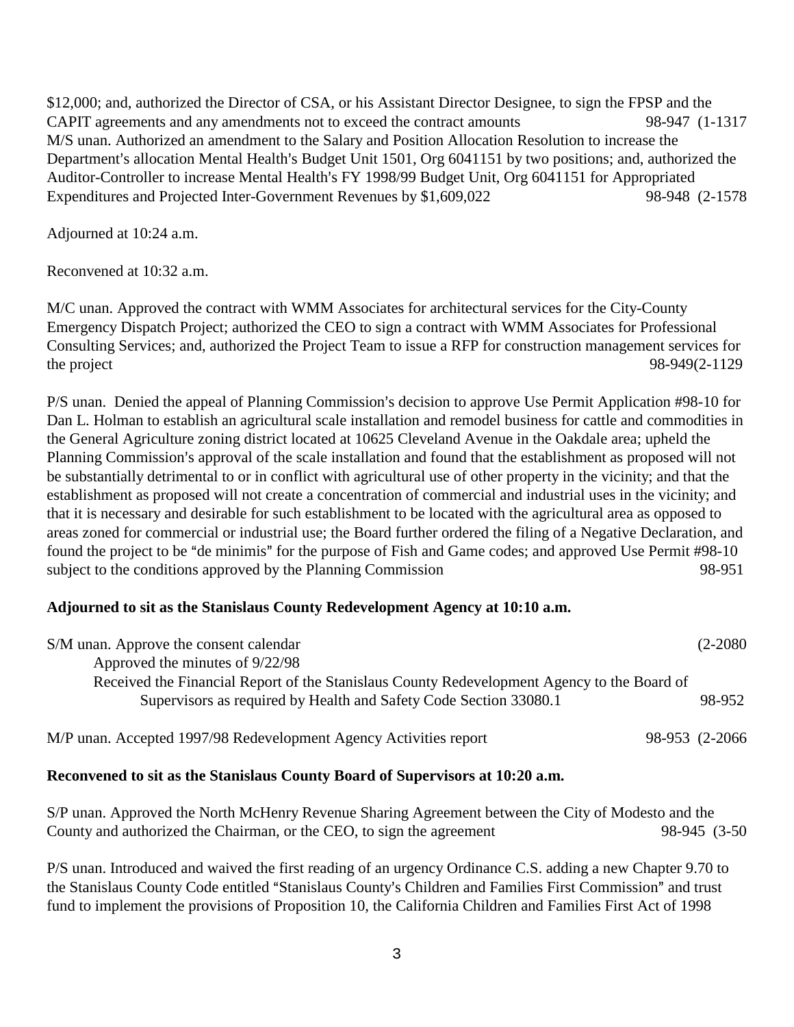$12,000; and, authorized the Director of CSA, or his Assistant Director Designee, to sign the FPSP and the CAPIT agreements and any amendments not to exceed the contract amounts 98-947 (1-1317

M/S unan. Authorized an amendment to the Salary and Position Allocation Resolution to increase the Department's allocation Mental Health's Budget Unit 1501, Org 6041151 by two positions; and, authorized the Auditor-Controller to increase Mental Health's FY 1998/99 Budget Unit, Org 6041151 for Appropriated Expenditures and Projected Inter-Government Revenues by $1,609,022 98-948 (2-1578

Adjourned at 10:24 a.m.

Reconvened at 10:32 a.m.

M/C unan. Approved the contract with WMM Associates for architectural services for the City-County Emergency Dispatch Project; authorized the CEO to sign a contract with WMM Associates for Professional Consulting Services; and, authorized the Project Team to issue a RFP for construction management services for the project 98-949(2-1129

P/S unan. Denied the appeal of Planning Commission's decision to approve Use Permit Application #98-10 for Dan L. Holman to establish an agricultural scale installation and remodel business for cattle and commodities in the General Agriculture zoning district located at 10625 Cleveland Avenue in the Oakdale area; upheld the Planning Commission's approval of the scale installation and found that the establishment as proposed will not be substantially detrimental to or in conflict with agricultural use of other property in the vicinity; and that the establishment as proposed will not create a concentration of commercial and industrial uses in the vicinity; and that it is necessary and desirable for such establishment to be located with the agricultural area as opposed to areas zoned for commercial or industrial use; the Board further ordered the filing of a Negative Declaration, and found the project to be "de minimis" for the purpose of Fish and Game codes; and approved Use Permit #98-10 subject to the conditions approved by the Planning Commission 98-951

**Adjourned to sit as the Stanislaus County Redevelopment Agency at 10:10 a.m.**

S/M unan. Approve the consent calendar (2-2080

Approved the minutes of 9/22/98

Received the Financial Report of the Stanislaus County Redevelopment Agency to the Board of Supervisors as required by Health and Safety Code Section 33080.1 98-952

M/P unan. Accepted 1997/98 Redevelopment Agency Activities report 98-953 (2-2066

**Reconvened to sit as the Stanislaus County Board of Supervisors at 10:20 a.m.**

S/P unan. Approved the North McHenry Revenue Sharing Agreement between the City of Modesto and the County and authorized the Chairman, or the CEO, to sign the agreement 98-945 (3-50

P/S unan. Introduced and waived the first reading of an urgency Ordinance C.S. adding a new Chapter 9.70 to the Stanislaus County Code entitled "Stanislaus County's Children and Families First Commission" and trust fund to implement the provisions of Proposition 10, the California Children and Families First Act of 1998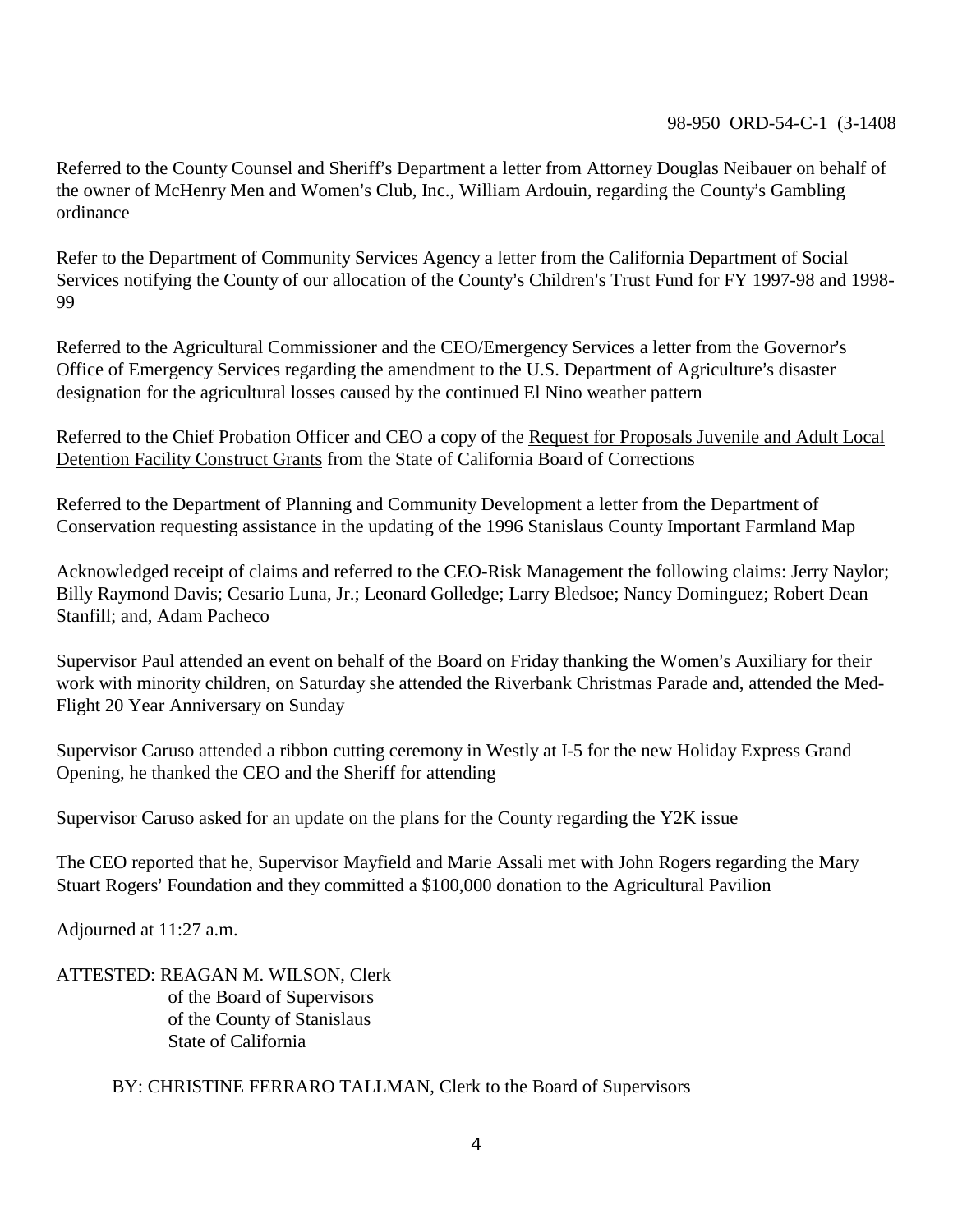98-950 ORD-54-C-1 (3-1408

Referred to the County Counsel and Sheriff's Department a letter from Attorney Douglas Neibauer on behalf of the owner of McHenry Men and Women's Club, Inc., William Ardouin, regarding the County's Gambling ordinance

Refer to the Department of Community Services Agency a letter from the California Department of Social Services notifying the County of our allocation of the County's Children's Trust Fund for FY 1997-98 and 1998-99

Referred to the Agricultural Commissioner and the CEO/Emergency Services a letter from the Governor's Office of Emergency Services regarding the amendment to the U.S. Department of Agriculture's disaster designation for the agricultural losses caused by the continued El Nino weather pattern

Referred to the Chief Probation Officer and CEO a copy of the Request for Proposals Juvenile and Adult Local Detention Facility Construct Grants from the State of California Board of Corrections

Referred to the Department of Planning and Community Development a letter from the Department of Conservation requesting assistance in the updating of the 1996 Stanislaus County Important Farmland Map

Acknowledged receipt of claims and referred to the CEO-Risk Management the following claims: Jerry Naylor; Billy Raymond Davis; Cesario Luna, Jr.; Leonard Golledge; Larry Bledsoe; Nancy Dominguez; Robert Dean Stanfill; and, Adam Pacheco

Supervisor Paul attended an event on behalf of the Board on Friday thanking the Women's Auxiliary for their work with minority children, on Saturday she attended the Riverbank Christmas Parade and, attended the Med-Flight 20 Year Anniversary on Sunday

Supervisor Caruso attended a ribbon cutting ceremony in Westly at I-5 for the new Holiday Express Grand Opening, he thanked the CEO and the Sheriff for attending

Supervisor Caruso asked for an update on the plans for the County regarding the Y2K issue

The CEO reported that he, Supervisor Mayfield and Marie Assali met with John Rogers regarding the Mary Stuart Rogers' Foundation and they committed a $100,000 donation to the Agricultural Pavilion

Adjourned at 11:27 a.m.

ATTESTED: REAGAN M. WILSON, Clerk
of the Board of Supervisors
of the County of Stanislaus
State of California

BY: CHRISTINE FERRARO TALLMAN, Clerk to the Board of Supervisors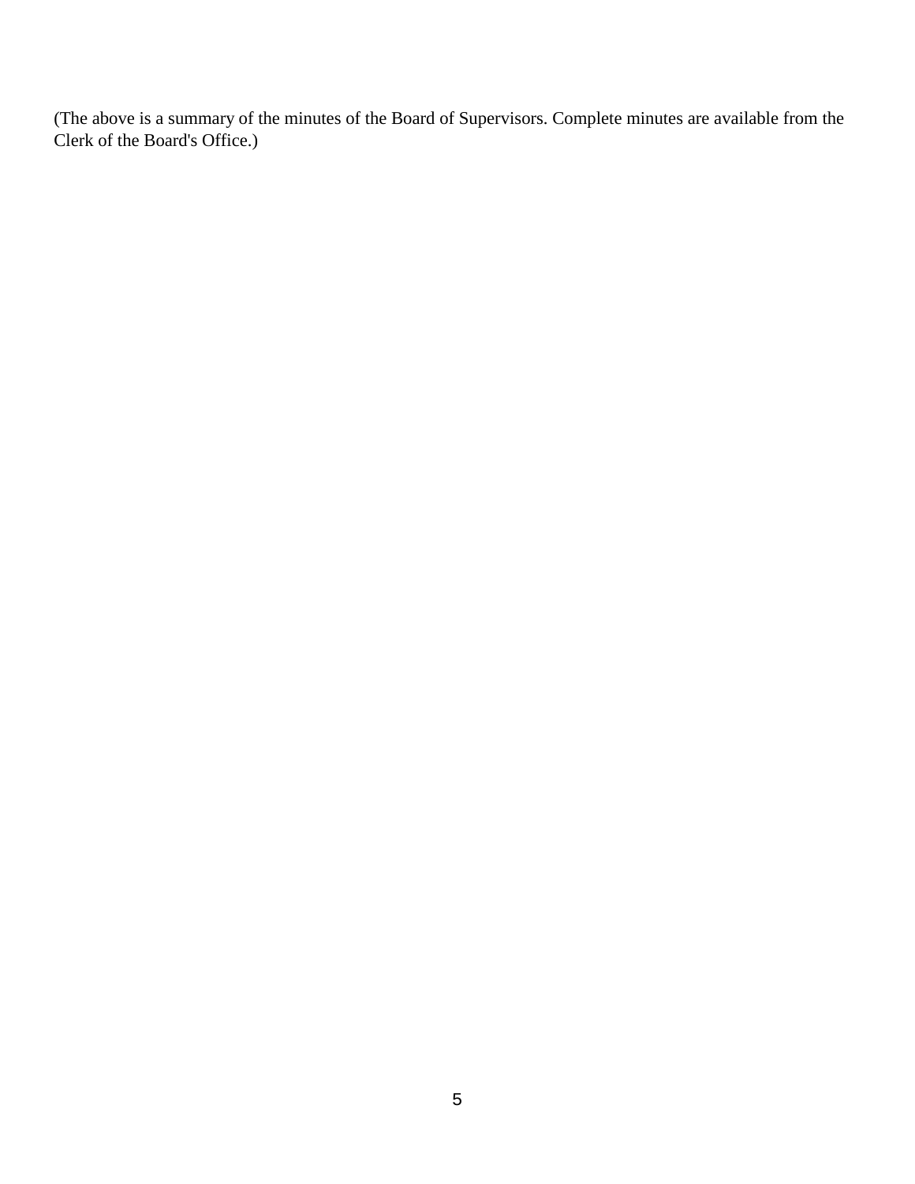(The above is a summary of the minutes of the Board of Supervisors. Complete minutes are available from the Clerk of the Board's Office.)